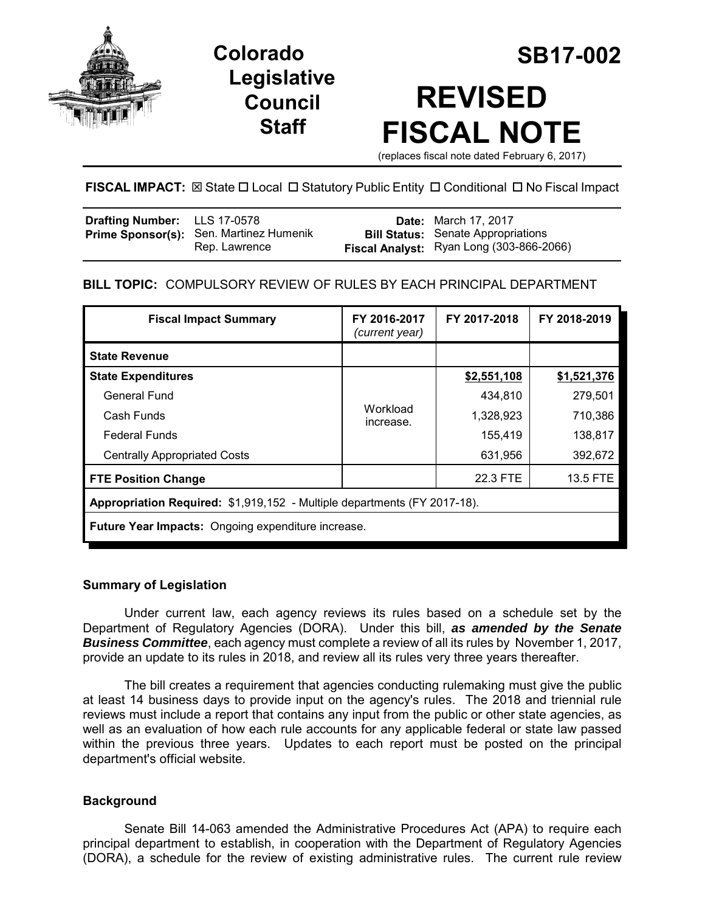# Colorado Legislative Council Staff

# SB17-002

# REVISED FISCAL NOTE

(replaces fiscal note dated February 6, 2017)

**FISCAL IMPACT:** ☒ State ☐ Local ☐ Statutory Public Entity ☐ Conditional ☐ No Fiscal Impact

| | | | |
|---|---|---|---|
| **Drafting Number:** | LLS 17-0578 | **Date:** | March 17, 2017 |
| **Prime Sponsor(s):** | Sen. Martinez Humenik<br>Rep. Lawrence | **Bill Status:** | Senate Appropriations |
| | | **Fiscal Analyst:** | Ryan Long (303-866-2066) |

**BILL TOPIC:** COMPULSORY REVIEW OF RULES BY EACH PRINCIPAL DEPARTMENT

| Fiscal Impact Summary | FY 2016-2017 *(current year)* | FY 2017-2018 | FY 2018-2019 |
|---|---|---|---|
| **State Revenue** | | | |
| **State Expenditures** | Workload increase. | **$2,551,108** | **$1,521,376** |
| General Fund | | 434,810 | 279,501 |
| Cash Funds | | 1,328,923 | 710,386 |
| Federal Funds | | 155,419 | 138,817 |
| Centrally Appropriated Costs | | 631,956 | 392,672 |
| **FTE Position Change** | | 22.3 FTE | 13.5 FTE |
| **Appropriation Required:** $1,919,152 - Multiple departments (FY 2017-18). | | | |
| **Future Year Impacts:** Ongoing expenditure increase. | | | |

### Summary of Legislation

Under current law, each agency reviews its rules based on a schedule set by the Department of Regulatory Agencies (DORA). Under this bill, ***as amended by the Senate Business Committee***, each agency must complete a review of all its rules by November 1, 2017, provide an update to its rules in 2018, and review all its rules very three years thereafter.

The bill creates a requirement that agencies conducting rulemaking must give the public at least 14 business days to provide input on the agency's rules. The 2018 and triennial rule reviews must include a report that contains any input from the public or other state agencies, as well as an evaluation of how each rule accounts for any applicable federal or state law passed within the previous three years. Updates to each report must be posted on the principal department's official website.

### Background

Senate Bill 14-063 amended the Administrative Procedures Act (APA) to require each principal department to establish, in cooperation with the Department of Regulatory Agencies (DORA), a schedule for the review of existing administrative rules. The current rule review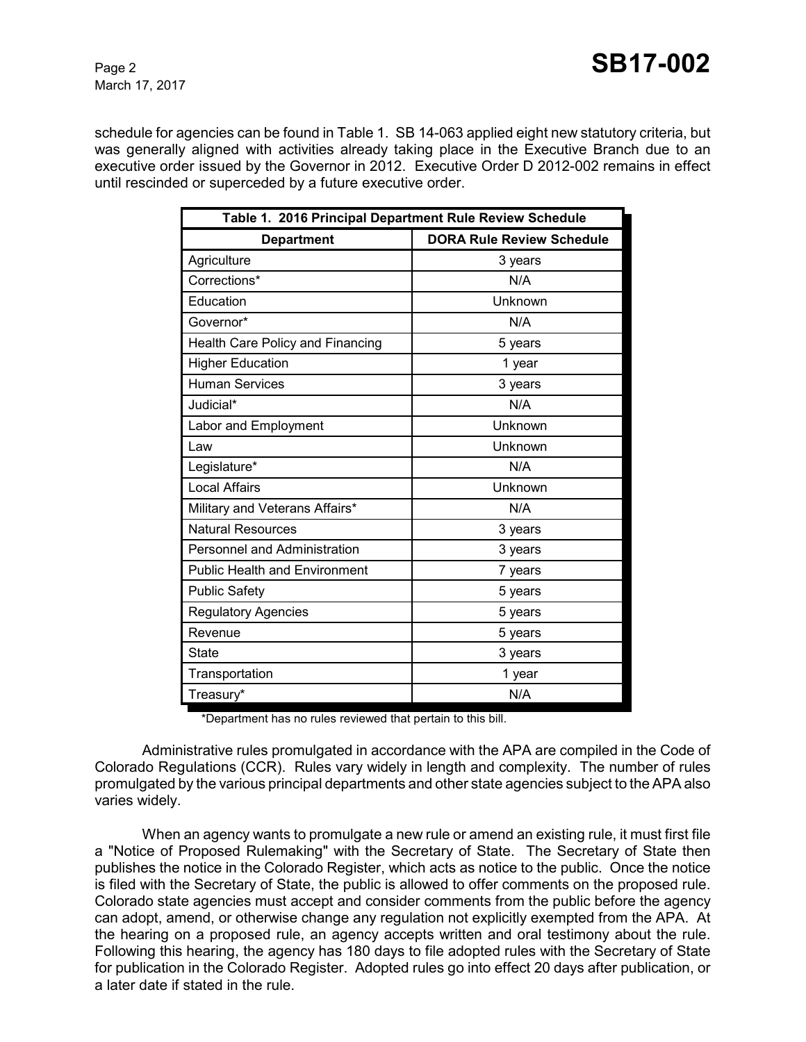schedule for agencies can be found in Table 1. SB 14-063 applied eight new statutory criteria, but was generally aligned with activities already taking place in the Executive Branch due to an executive order issued by the Governor in 2012. Executive Order D 2012-002 remains in effect until rescinded or superceded by a future executive order.

**Table 1. 2016 Principal Department Rule Review Schedule**

| Department | DORA Rule Review Schedule |
|---|---|
| Agriculture | 3 years |
| Corrections* | N/A |
| Education | Unknown |
| Governor* | N/A |
| Health Care Policy and Financing | 5 years |
| Higher Education | 1 year |
| Human Services | 3 years |
| Judicial* | N/A |
| Labor and Employment | Unknown |
| Law | Unknown |
| Legislature* | N/A |
| Local Affairs | Unknown |
| Military and Veterans Affairs* | N/A |
| Natural Resources | 3 years |
| Personnel and Administration | 3 years |
| Public Health and Environment | 7 years |
| Public Safety | 5 years |
| Regulatory Agencies | 5 years |
| Revenue | 5 years |
| State | 3 years |
| Transportation | 1 year |
| Treasury* | N/A |

*Department has no rules reviewed that pertain to this bill.

Administrative rules promulgated in accordance with the APA are compiled in the Code of Colorado Regulations (CCR). Rules vary widely in length and complexity. The number of rules promulgated by the various principal departments and other state agencies subject to the APA also varies widely.

When an agency wants to promulgate a new rule or amend an existing rule, it must first file a "Notice of Proposed Rulemaking" with the Secretary of State. The Secretary of State then publishes the notice in the Colorado Register, which acts as notice to the public. Once the notice is filed with the Secretary of State, the public is allowed to offer comments on the proposed rule. Colorado state agencies must accept and consider comments from the public before the agency can adopt, amend, or otherwise change any regulation not explicitly exempted from the APA. At the hearing on a proposed rule, an agency accepts written and oral testimony about the rule. Following this hearing, the agency has 180 days to file adopted rules with the Secretary of State for publication in the Colorado Register. Adopted rules go into effect 20 days after publication, or a later date if stated in the rule.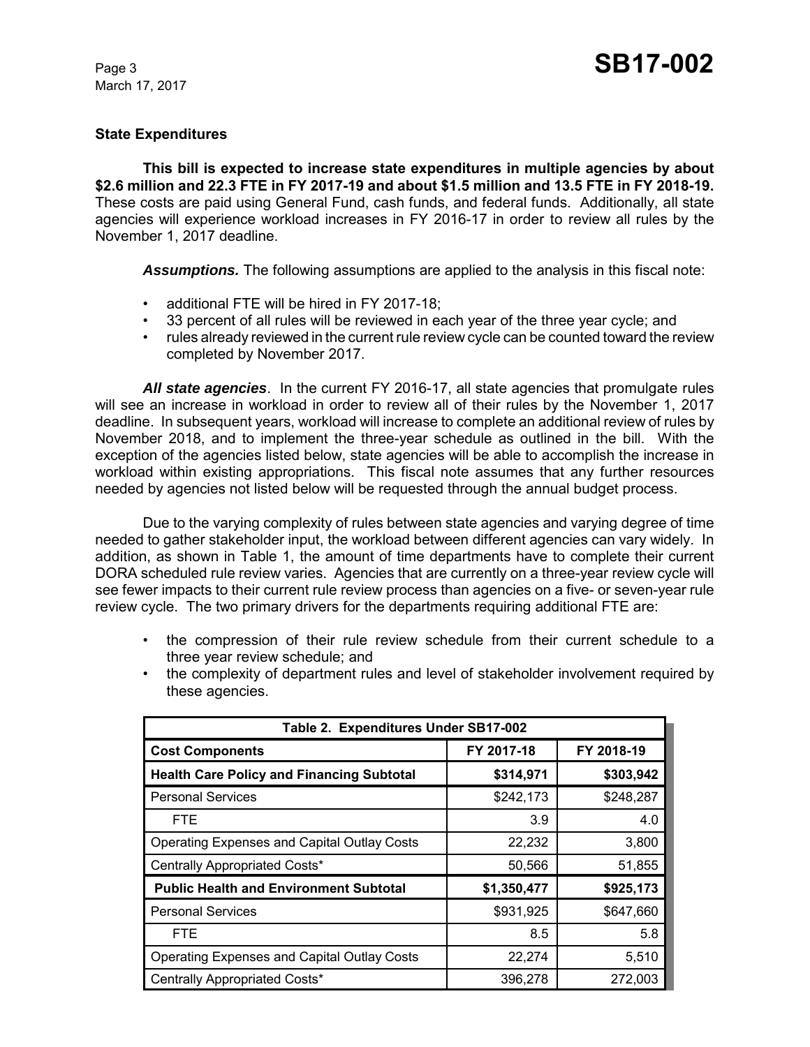### State Expenditures

**This bill is expected to increase state expenditures in multiple agencies by about $2.6 million and 22.3 FTE in FY 2017-19 and about $1.5 million and 13.5 FTE in FY 2018-19.** These costs are paid using General Fund, cash funds, and federal funds. Additionally, all state agencies will experience workload increases in FY 2016-17 in order to review all rules by the November 1, 2017 deadline.

***Assumptions.*** The following assumptions are applied to the analysis in this fiscal note:

- additional FTE will be hired in FY 2017-18;
- 33 percent of all rules will be reviewed in each year of the three year cycle; and
- rules already reviewed in the current rule review cycle can be counted toward the review completed by November 2017.

***All state agencies***. In the current FY 2016-17, all state agencies that promulgate rules will see an increase in workload in order to review all of their rules by the November 1, 2017 deadline. In subsequent years, workload will increase to complete an additional review of rules by November 2018, and to implement the three-year schedule as outlined in the bill. With the exception of the agencies listed below, state agencies will be able to accomplish the increase in workload within existing appropriations. This fiscal note assumes that any further resources needed by agencies not listed below will be requested through the annual budget process.

Due to the varying complexity of rules between state agencies and varying degree of time needed to gather stakeholder input, the workload between different agencies can vary widely. In addition, as shown in Table 1, the amount of time departments have to complete their current DORA scheduled rule review varies. Agencies that are currently on a three-year review cycle will see fewer impacts to their current rule review process than agencies on a five- or seven-year rule review cycle. The two primary drivers for the departments requiring additional FTE are:

- the compression of their rule review schedule from their current schedule to a three year review schedule; and
- the complexity of department rules and level of stakeholder involvement required by these agencies.

| Table 2. Expenditures Under SB17-002 | | |
|---|---|---|
| **Cost Components** | **FY 2017-18** | **FY 2018-19** |
| **Health Care Policy and Financing Subtotal** | **$314,971** | **$303,942** |
| Personal Services | $242,173 | $248,287 |
| FTE | 3.9 | 4.0 |
| Operating Expenses and Capital Outlay Costs | 22,232 | 3,800 |
| Centrally Appropriated Costs* | 50,566 | 51,855 |
| **Public Health and Environment Subtotal** | **$1,350,477** | **$925,173** |
| Personal Services | $931,925 | $647,660 |
| FTE | 8.5 | 5.8 |
| Operating Expenses and Capital Outlay Costs | 22,274 | 5,510 |
| Centrally Appropriated Costs* | 396,278 | 272,003 |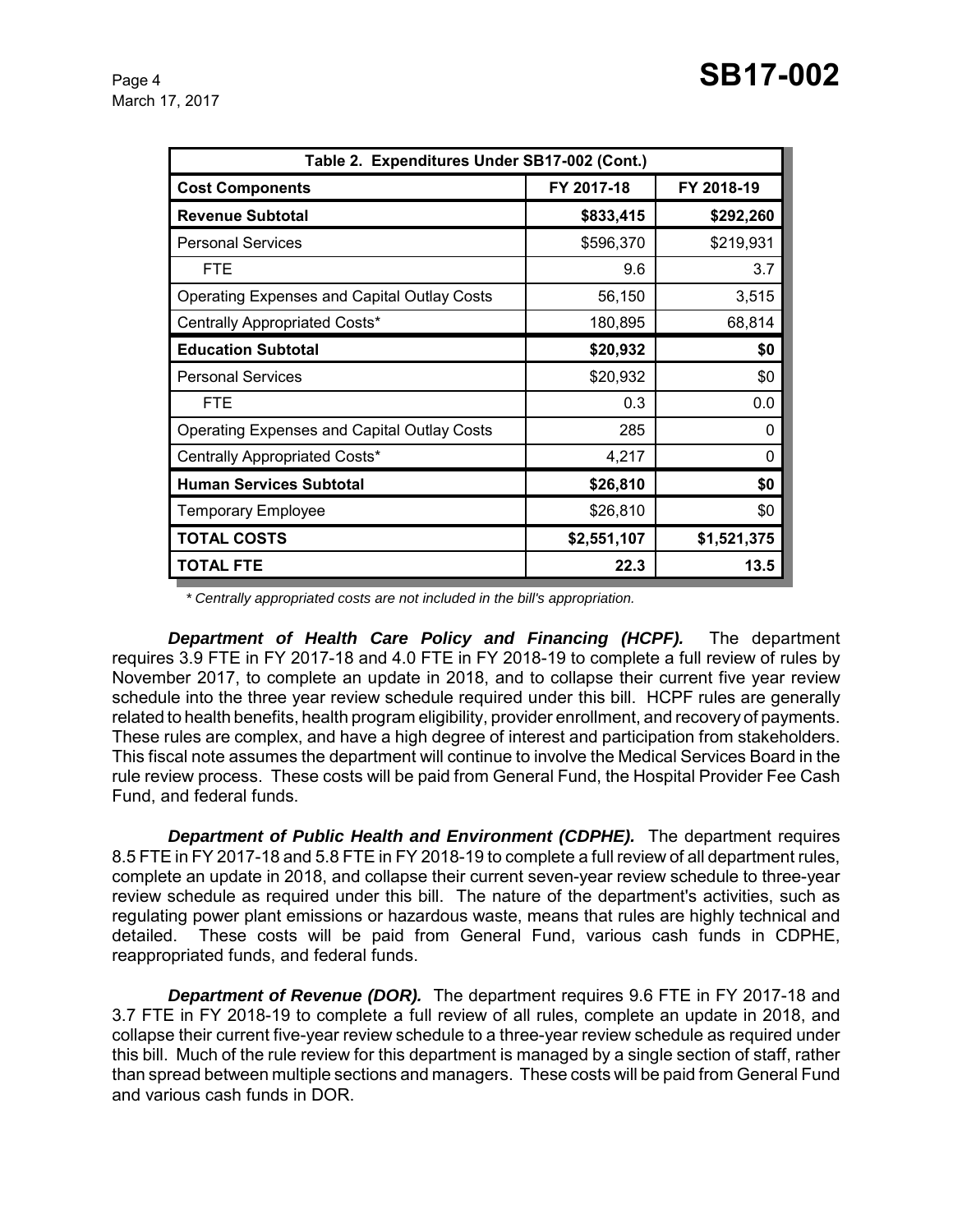| Table 2. Expenditures Under SB17-002 (Cont.) | | |
|---|---|---|
| **Cost Components** | **FY 2017-18** | **FY 2018-19** |
| **Revenue Subtotal** | **$833,415** | **$292,260** |
| Personal Services | $596,370 | $219,931 |
| FTE | 9.6 | 3.7 |
| Operating Expenses and Capital Outlay Costs | 56,150 | 3,515 |
| Centrally Appropriated Costs* | 180,895 | 68,814 |
| **Education Subtotal** | **$20,932** | **$0** |
| Personal Services | $20,932 | $0 |
| FTE | 0.3 | 0.0 |
| Operating Expenses and Capital Outlay Costs | 285 | 0 |
| Centrally Appropriated Costs* | 4,217 | 0 |
| **Human Services Subtotal** | **$26,810** | **$0** |
| Temporary Employee | $26,810 | $0 |
| **TOTAL COSTS** | **$2,551,107** | **$1,521,375** |
| **TOTAL FTE** | **22.3** | **13.5** |

*\* Centrally appropriated costs are not included in the bill's appropriation.*

***Department of Health Care Policy and Financing (HCPF).*** The department requires 3.9 FTE in FY 2017-18 and 4.0 FTE in FY 2018-19 to complete a full review of rules by November 2017, to complete an update in 2018, and to collapse their current five year review schedule into the three year review schedule required under this bill. HCPF rules are generally related to health benefits, health program eligibility, provider enrollment, and recovery of payments. These rules are complex, and have a high degree of interest and participation from stakeholders. This fiscal note assumes the department will continue to involve the Medical Services Board in the rule review process. These costs will be paid from General Fund, the Hospital Provider Fee Cash Fund, and federal funds.

***Department of Public Health and Environment (CDPHE).*** The department requires 8.5 FTE in FY 2017-18 and 5.8 FTE in FY 2018-19 to complete a full review of all department rules, complete an update in 2018, and collapse their current seven-year review schedule to three-year review schedule as required under this bill. The nature of the department's activities, such as regulating power plant emissions or hazardous waste, means that rules are highly technical and detailed. These costs will be paid from General Fund, various cash funds in CDPHE, reappropriated funds, and federal funds.

***Department of Revenue (DOR).*** The department requires 9.6 FTE in FY 2017-18 and 3.7 FTE in FY 2018-19 to complete a full review of all rules, complete an update in 2018, and collapse their current five-year review schedule to a three-year review schedule as required under this bill. Much of the rule review for this department is managed by a single section of staff, rather than spread between multiple sections and managers. These costs will be paid from General Fund and various cash funds in DOR.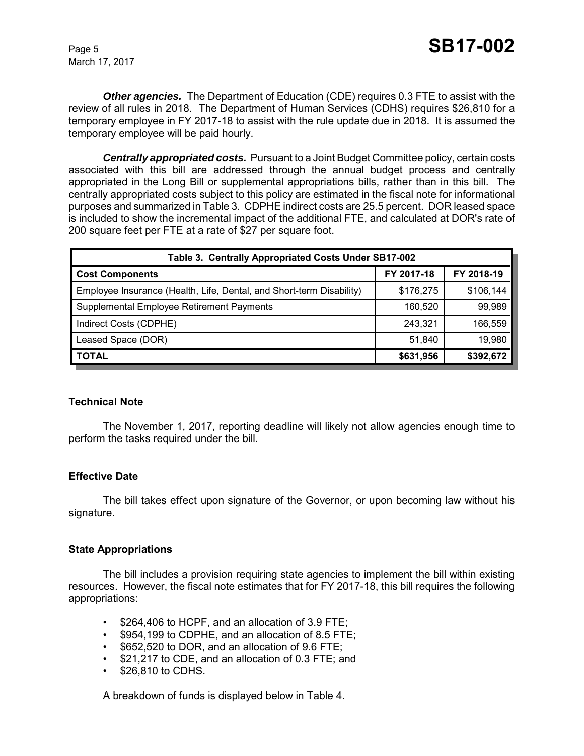***Other agencies.*** The Department of Education (CDE) requires 0.3 FTE to assist with the review of all rules in 2018. The Department of Human Services (CDHS) requires $26,810 for a temporary employee in FY 2017-18 to assist with the rule update due in 2018. It is assumed the temporary employee will be paid hourly.

***Centrally appropriated costs.*** Pursuant to a Joint Budget Committee policy, certain costs associated with this bill are addressed through the annual budget process and centrally appropriated in the Long Bill or supplemental appropriations bills, rather than in this bill. The centrally appropriated costs subject to this policy are estimated in the fiscal note for informational purposes and summarized in Table 3. CDPHE indirect costs are 25.5 percent. DOR leased space is included to show the incremental impact of the additional FTE, and calculated at DOR's rate of 200 square feet per FTE at a rate of $27 per square foot.

| Table 3. Centrally Appropriated Costs Under SB17-002 | | |
|---|---|---|
| **Cost Components** | **FY 2017-18** | **FY 2018-19** |
| Employee Insurance (Health, Life, Dental, and Short-term Disability) | $176,275 | $106,144 |
| Supplemental Employee Retirement Payments | 160,520 | 99,989 |
| Indirect Costs (CDPHE) | 243,321 | 166,559 |
| Leased Space (DOR) | 51,840 | 19,980 |
| **TOTAL** | **$631,956** | **$392,672** |

### Technical Note

The November 1, 2017, reporting deadline will likely not allow agencies enough time to perform the tasks required under the bill.

### Effective Date

The bill takes effect upon signature of the Governor, or upon becoming law without his signature.

### State Appropriations

The bill includes a provision requiring state agencies to implement the bill within existing resources. However, the fiscal note estimates that for FY 2017-18, this bill requires the following appropriations:

- $264,406 to HCPF, and an allocation of 3.9 FTE;
- $954,199 to CDPHE, and an allocation of 8.5 FTE;
- $652,520 to DOR, and an allocation of 9.6 FTE;
- $21,217 to CDE, and an allocation of 0.3 FTE; and
- $26,810 to CDHS.

A breakdown of funds is displayed below in Table 4.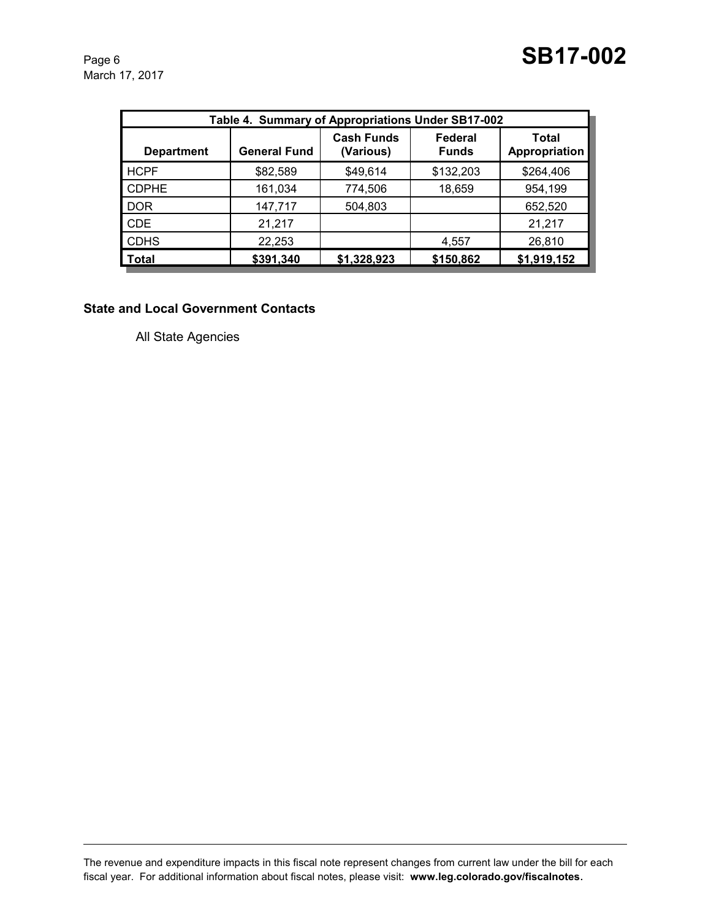| Table 4. Summary of Appropriations Under SB17-002 | | | | |
|---|---|---|---|---|
| **Department** | **General Fund** | **Cash Funds (Various)** | **Federal Funds** | **Total Appropriation** |
| HCPF | $82,589 | $49,614 | $132,203 | $264,406 |
| CDPHE | 161,034 | 774,506 | 18,659 | 954,199 |
| DOR | 147,717 | 504,803 | | 652,520 |
| CDE | 21,217 | | | 21,217 |
| CDHS | 22,253 | | 4,557 | 26,810 |
| **Total** | **$391,340** | **$1,328,923** | **$150,862** | **$1,919,152** |

### State and Local Government Contacts

All State Agencies

The revenue and expenditure impacts in this fiscal note represent changes from current law under the bill for each fiscal year. For additional information about fiscal notes, please visit: **www.leg.colorado.gov/fiscalnotes**.